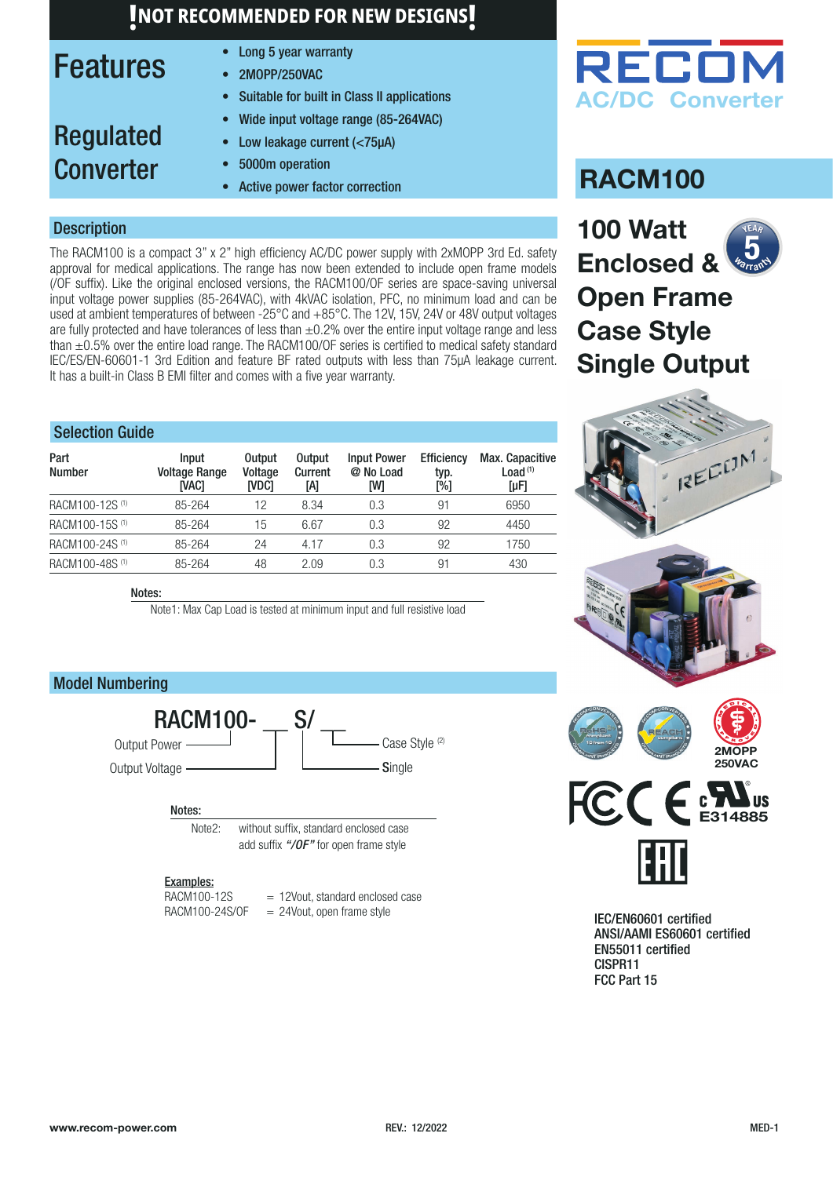**!NOT RECOMMENDED FOR NEW DESIGNS!**

# Features

## Regulated Converter

- Long 5 year warranty
- 2MOPP/250VAC
- Suitable for built in Class II applications
- Wide input voltage range (85-264VAC)
- Low leakage current (<75µA)
- 5000m operation
- Active power factor correction

RECOM AC/DC Converter

# RACM100

**100 Watt Enclosed & Open Frame Case Style Single Output**

## Description

The RACM100 is a compact 3" x 2" high efficiency AC/DC power supply with 2xMOPP 3rd Ed. safety approval for medical applications. The range has now been extended to include open frame models (/OF suffix). Like the original enclosed versions, the RACM100/OF series are space-saving universal input voltage power supplies (85-264VAC), with 4kVAC isolation, PFC, no minimum load and can be used at ambient temperatures of between -25°C and +85°C. The 12V, 15V, 24V or 48V output voltages are fully protected and have tolerances of less than ±0.2% over the entire input voltage range and less than ±0.5% over the entire load range. The RACM100/OF series is certified to medical safety standard IEC/ES/EN-60601-1 3rd Edition and feature BF rated outputs with less than 75µA leakage current. It has a built-in Class B EMI filter and comes with a five year warranty.

## Selection Guide

| Part Number | Input Voltage Range [VAC] | Output Voltage [VDC] | Output Current [A] | Input Power @ No Load [W] | Efficiency typ. [%] | Max. Capacitive Load (1) [µF] |
|---|---|---|---|---|---|---|
| RACM100-12S (1) | 85-264 | 12 | 8.34 | 0.3 | 91 | 6950 |
| RACM100-15S (1) | 85-264 | 15 | 6.67 | 0.3 | 92 | 4450 |
| RACM100-24S (1) | 85-264 | 24 | 4.17 | 0.3 | 92 | 1750 |
| RACM100-48S (1) | 85-264 | 48 | 2.09 | 0.3 | 91 | 430 |

**Notes:**

Note1: Max Cap Load is tested at minimum input and full resistive load

## Model Numbering

RACM100-__S/__

- Output Power
- Output Voltage
- Case Style (2)
- **S**ingle

**Notes:**

Note2: without suffix, standard enclosed case
add suffix ***"/OF"*** for open frame style

**Examples:**

RACM100-12S = 12Vout, standard enclosed case
RACM100-24S/OF = 24Vout, open frame style

2MOPP 250VAC

E314885

IEC/EN60601 certified
ANSI/AAMI ES60601 certified
EN55011 certified
CISPR11
FCC Part 15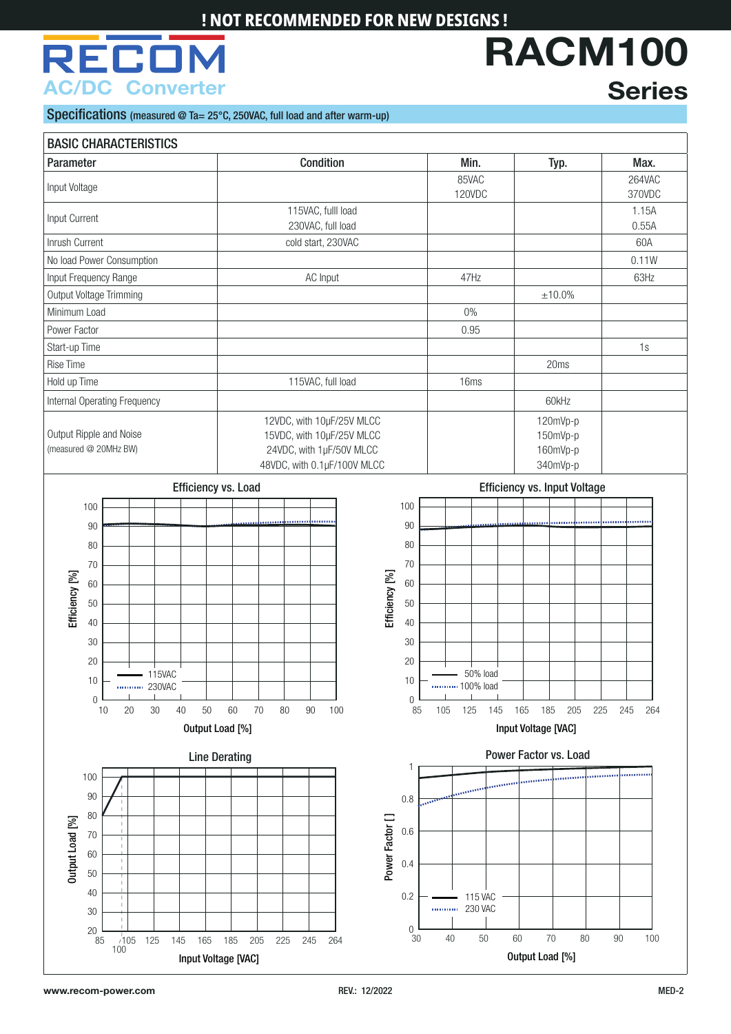! NOT RECOMMENDED FOR NEW DESIGNS !

RECOM
AC/DC Converter

# RACM100 Series

## Specifications (measured @ Ta= 25°C, 250VAC, full load and after warm-up)

| BASIC CHARACTERISTICS | | | | |
|---|---|---|---|---|
| **Parameter** | **Condition** | **Min.** | **Typ.** | **Max.** |
| Input Voltage | | 85VAC<br>120VDC | | 264VAC<br>370VDC |
| Input Current | 115VAC, fulll load<br>230VAC, full load | | | 1.15A<br>0.55A |
| Inrush Current | cold start, 230VAC | | | 60A |
| No load Power Consumption | | | | 0.11W |
| Input Frequency Range | AC Input | 47Hz | | 63Hz |
| Output Voltage Trimming | | | ±10.0% | |
| Minimum Load | | 0% | | |
| Power Factor | | 0.95 | | |
| Start-up Time | | | | 1s |
| Rise Time | | | 20ms | |
| Hold up Time | 115VAC, full load | 16ms | | |
| Internal Operating Frequency | | | 60kHz | |
| Output Ripple and Noise<br>(measured @ 20MHz BW) | 12VDC, with 10µF/25V MLCC<br>15VDC, with 10µF/25V MLCC<br>24VDC, with 1µF/50V MLCC<br>48VDC, with 0.1µF/100V MLCC | | 120mVp-p<br>150mVp-p<br>160mVp-p<br>340mVp-p | |

Efficiency vs. Load

Efficiency vs. Input Voltage

Line Derating

Power Factor vs. Load

www.recom-power.com REV.: 12/2022 MED-2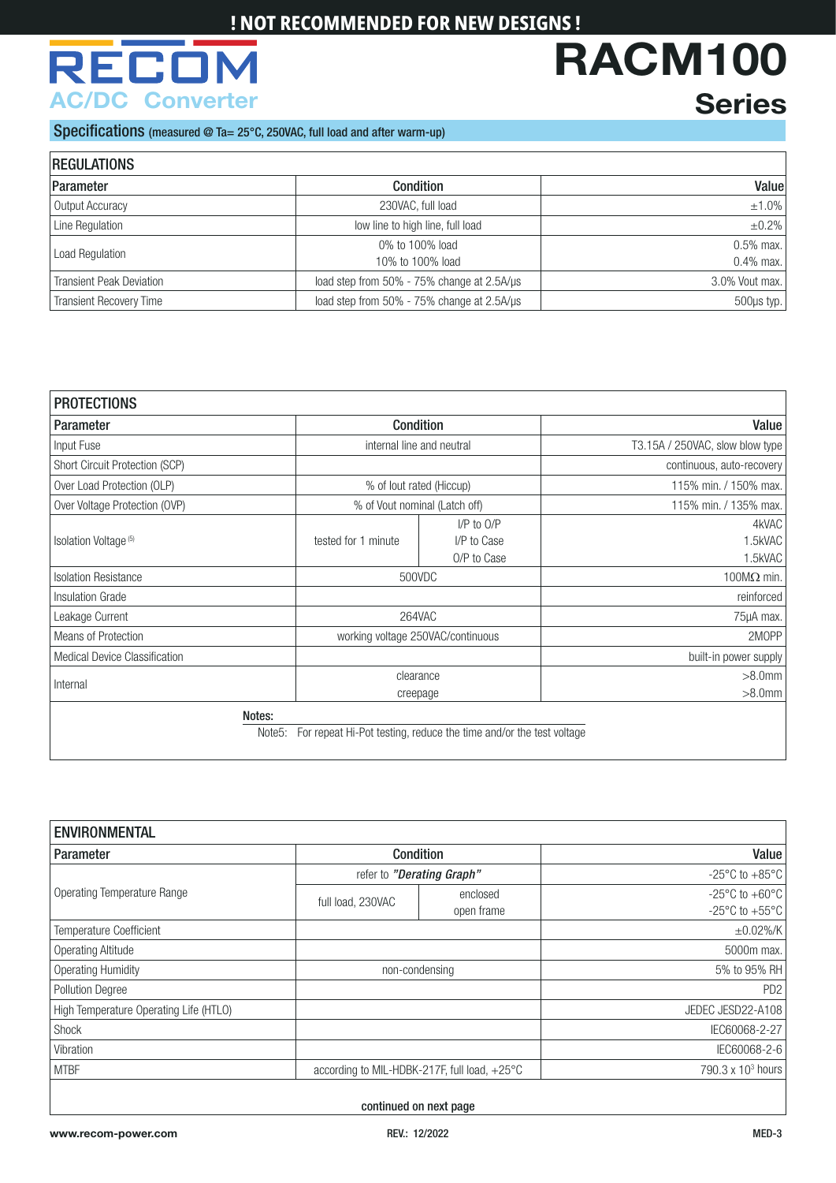! NOT RECOMMENDED FOR NEW DESIGNS !

# RACM100 Series

AC/DC Converter

## Specifications (measured @ Ta= 25°C, 250VAC, full load and after warm-up)

### REGULATIONS

| Parameter | Condition | Value |
|---|---|---|
| Output Accuracy | 230VAC, full load | ±1.0% |
| Line Regulation | low line to high line, full load | ±0.2% |
| Load Regulation | 0% to 100% load<br>10% to 100% load | 0.5% max.<br>0.4% max. |
| Transient Peak Deviation | load step from 50% - 75% change at 2.5A/μs | 3.0% Vout max. |
| Transient Recovery Time | load step from 50% - 75% change at 2.5A/μs | 500μs typ. |

### PROTECTIONS

| Parameter | Condition | | Value |
|---|---|---|---|
| Input Fuse | internal line and neutral | | T3.15A / 250VAC, slow blow type |
| Short Circuit Protection (SCP) | | | continuous, auto-recovery |
| Over Load Protection (OLP) | % of Iout rated (Hiccup) | | 115% min. / 150% max. |
| Over Voltage Protection (OVP) | % of Vout nominal (Latch off) | | 115% min. / 135% max. |
| Isolation Voltage (5) | tested for 1 minute | I/P to O/P<br>I/P to Case<br>O/P to Case | 4kVAC<br>1.5kVAC<br>1.5kVAC |
| Isolation Resistance | 500VDC | | 100MΩ min. |
| Insulation Grade | | | reinforced |
| Leakage Current | 264VAC | | 75μA max. |
| Means of Protection | working voltage 250VAC/continuous | | 2MOPP |
| Medical Device Classification | | | built-in power supply |
| Internal | clearance<br>creepage | | >8.0mm<br>>8.0mm |

Notes:

Note5: For repeat Hi-Pot testing, reduce the time and/or the test voltage

### ENVIRONMENTAL

| Parameter | Condition | | Value |
|---|---|---|---|
| Operating Temperature Range | refer to ***"Derating Graph"*** | | -25°C to +85°C |
| | full load, 230VAC | enclosed<br>open frame | -25°C to +60°C<br>-25°C to +55°C |
| Temperature Coefficient | | | ±0.02%/K |
| Operating Altitude | | | 5000m max. |
| Operating Humidity | non-condensing | | 5% to 95% RH |
| Pollution Degree | | | PD2 |
| High Temperature Operating Life (HTLO) | | | JEDEC JESD22-A108 |
| Shock | | | IEC60068-2-27 |
| Vibration | | | IEC60068-2-6 |
| MTBF | according to MIL-HDBK-217F, full load, +25°C | | $790.3 \times 10^{3}$ hours |

continued on next page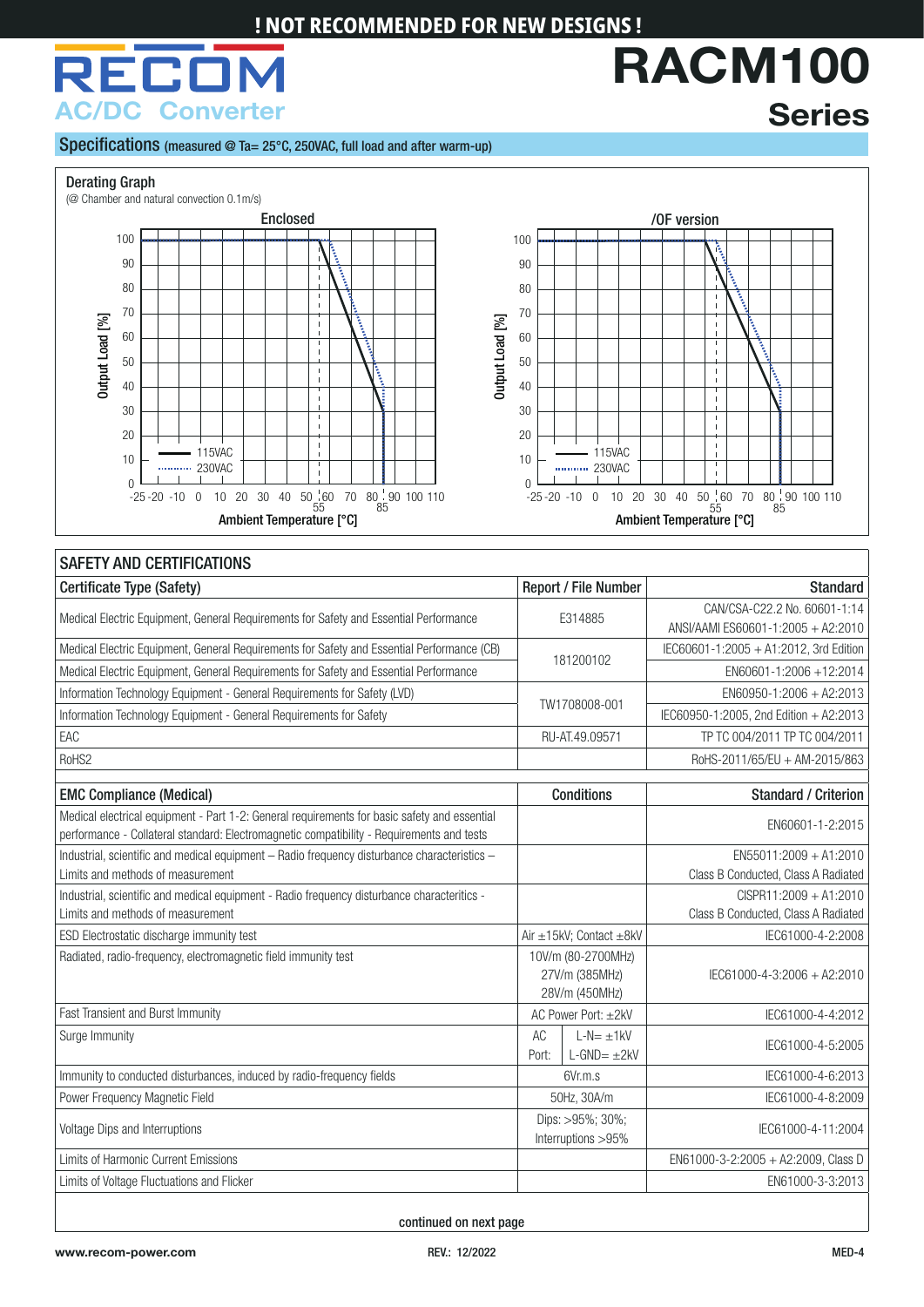! NOT RECOMMENDED FOR NEW DESIGNS !

RECOM
AC/DC Converter

# RACM100
## Series

### Specifications (measured @ Ta= 25°C, 250VAC, full load and after warm-up)

**Derating Graph**
(@ Chamber and natural convection 0.1m/s)

Enclosed

/OF version

## SAFETY AND CERTIFICATIONS

| Certificate Type (Safety) | Report / File Number | Standard |
|---|---|---|
| Medical Electric Equipment, General Requirements for Safety and Essential Performance | E314885 | CAN/CSA-C22.2 No. 60601-1:14<br>ANSI/AAMI ES60601-1:2005 + A2:2010 |
| Medical Electric Equipment, General Requirements for Safety and Essential Performance (CB) | 181200102 | IEC60601-1:2005 + A1:2012, 3rd Edition |
| Medical Electric Equipment, General Requirements for Safety and Essential Performance | | EN60601-1:2006 +12:2014 |
| Information Technology Equipment - General Requirements for Safety (LVD) | TW1708008-001 | EN60950-1:2006 + A2:2013 |
| Information Technology Equipment - General Requirements for Safety | | IEC60950-1:2005, 2nd Edition + A2:2013 |
| EAC | RU-AT.49.09571 | TP TC 004/2011 TP TC 004/2011 |
| RoHS2 | | RoHS-2011/65/EU + AM-2015/863 |

| EMC Compliance (Medical) | Conditions | Standard / Criterion |
|---|---|---|
| Medical electrical equipment - Part 1-2: General requirements for basic safety and essential performance - Collateral standard: Electromagnetic compatibility - Requirements and tests | | EN60601-1-2:2015 |
| Industrial, scientific and medical equipment – Radio frequency disturbance characteristics – Limits and methods of measurement | | EN55011:2009 + A1:2010<br>Class B Conducted, Class A Radiated |
| Industrial, scientific and medical equipment - Radio frequency disturbance characteritics - Limits and methods of measurement | | CISPR11:2009 + A1:2010<br>Class B Conducted, Class A Radiated |
| ESD Electrostatic discharge immunity test | Air ±15kV; Contact ±8kV | IEC61000-4-2:2008 |
| Radiated, radio-frequency, electromagnetic field immunity test | 10V/m (80-2700MHz)<br>27V/m (385MHz)<br>28V/m (450MHz) | IEC61000-4-3:2006 + A2:2010 |
| Fast Transient and Burst Immunity | AC Power Port: ±2kV | IEC61000-4-4:2012 |
| Surge Immunity | AC Port: L-N= ±1kV, L-GND= ±2kV | IEC61000-4-5:2005 |
| Immunity to conducted disturbances, induced by radio-frequency fields | 6Vr.m.s | IEC61000-4-6:2013 |
| Power Frequency Magnetic Field | 50Hz, 30A/m | IEC61000-4-8:2009 |
| Voltage Dips and Interruptions | Dips: >95%; 30%;<br>Interruptions >95% | IEC61000-4-11:2004 |
| Limits of Harmonic Current Emissions | | EN61000-3-2:2005 + A2:2009, Class D |
| Limits of Voltage Fluctuations and Flicker | | EN61000-3-3:2013 |

continued on next page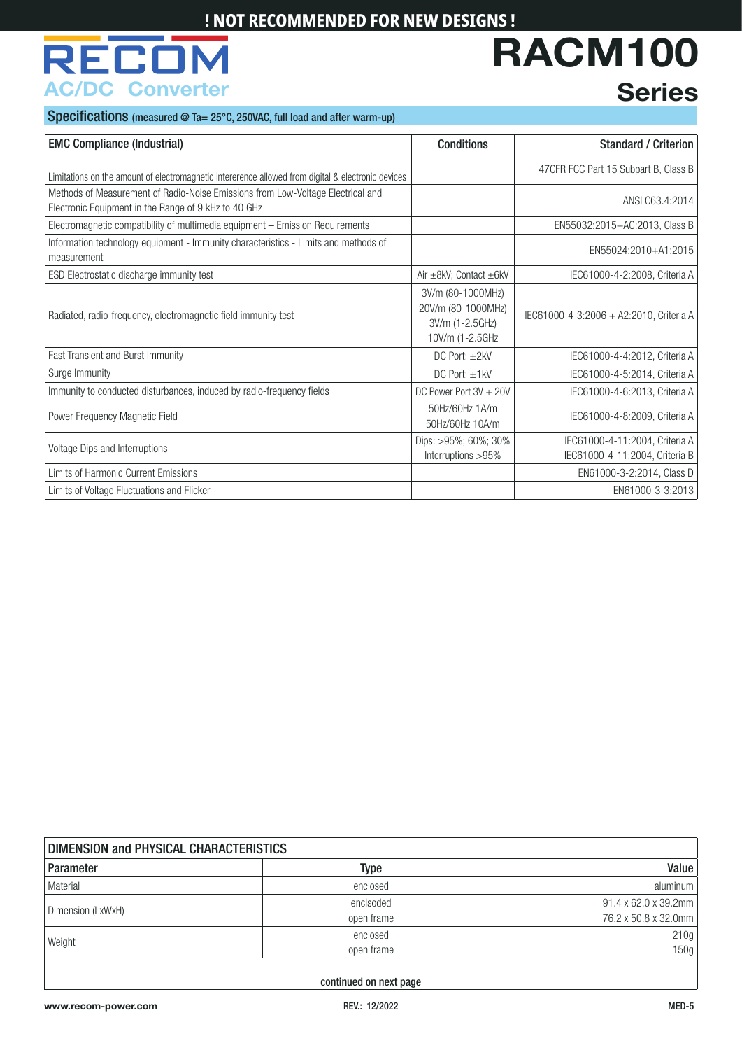! NOT RECOMMENDED FOR NEW DESIGNS !

# RACM100 Series

AC/DC Converter

## Specifications (measured @ Ta= 25°C, 250VAC, full load and after warm-up)

| EMC Compliance (Industrial) | Conditions | Standard / Criterion |
|---|---|---|
| Limitations on the amount of electromagnetic intererence allowed from digital & electronic devices | | 47CFR FCC Part 15 Subpart B, Class B |
| Methods of Measurement of Radio-Noise Emissions from Low-Voltage Electrical and Electronic Equipment in the Range of 9 kHz to 40 GHz | | ANSI C63.4:2014 |
| Electromagnetic compatibility of multimedia equipment – Emission Requirements | | EN55032:2015+AC:2013, Class B |
| Information technology equipment - Immunity characteristics - Limits and methods of measurement | | EN55024:2010+A1:2015 |
| ESD Electrostatic discharge immunity test | Air ±8kV; Contact ±6kV | IEC61000-4-2:2008, Criteria A |
| Radiated, radio-frequency, electromagnetic field immunity test | 3V/m (80-1000MHz)<br>20V/m (80-1000MHz)<br>3V/m (1-2.5GHz)<br>10V/m (1-2.5GHz | IEC61000-4-3:2006 + A2:2010, Criteria A |
| Fast Transient and Burst Immunity | DC Port: ±2kV | IEC61000-4-4:2012, Criteria A |
| Surge Immunity | DC Port: ±1kV | IEC61000-4-5:2014, Criteria A |
| Immunity to conducted disturbances, induced by radio-frequency fields | DC Power Port 3V + 20V | IEC61000-4-6:2013, Criteria A |
| Power Frequency Magnetic Field | 50Hz/60Hz 1A/m<br>50Hz/60Hz 10A/m | IEC61000-4-8:2009, Criteria A |
| Voltage Dips and Interruptions | Dips: >95%; 60%; 30%<br>Interruptions >95% | IEC61000-4-11:2004, Criteria A<br>IEC61000-4-11:2004, Criteria B |
| Limits of Harmonic Current Emissions | | EN61000-3-2:2014, Class D |
| Limits of Voltage Fluctuations and Flicker | | EN61000-3-3:2013 |

| DIMENSION and PHYSICAL CHARACTERISTICS | | |
|---|---|---|
| **Parameter** | **Type** | **Value** |
| Material | enclosed | aluminum |
| Dimension (LxWxH) | enclsoded | 91.4 x 62.0 x 39.2mm |
| | open frame | 76.2 x 50.8 x 32.0mm |
| Weight | enclosed | 210g |
| | open frame | 150g |

continued on next page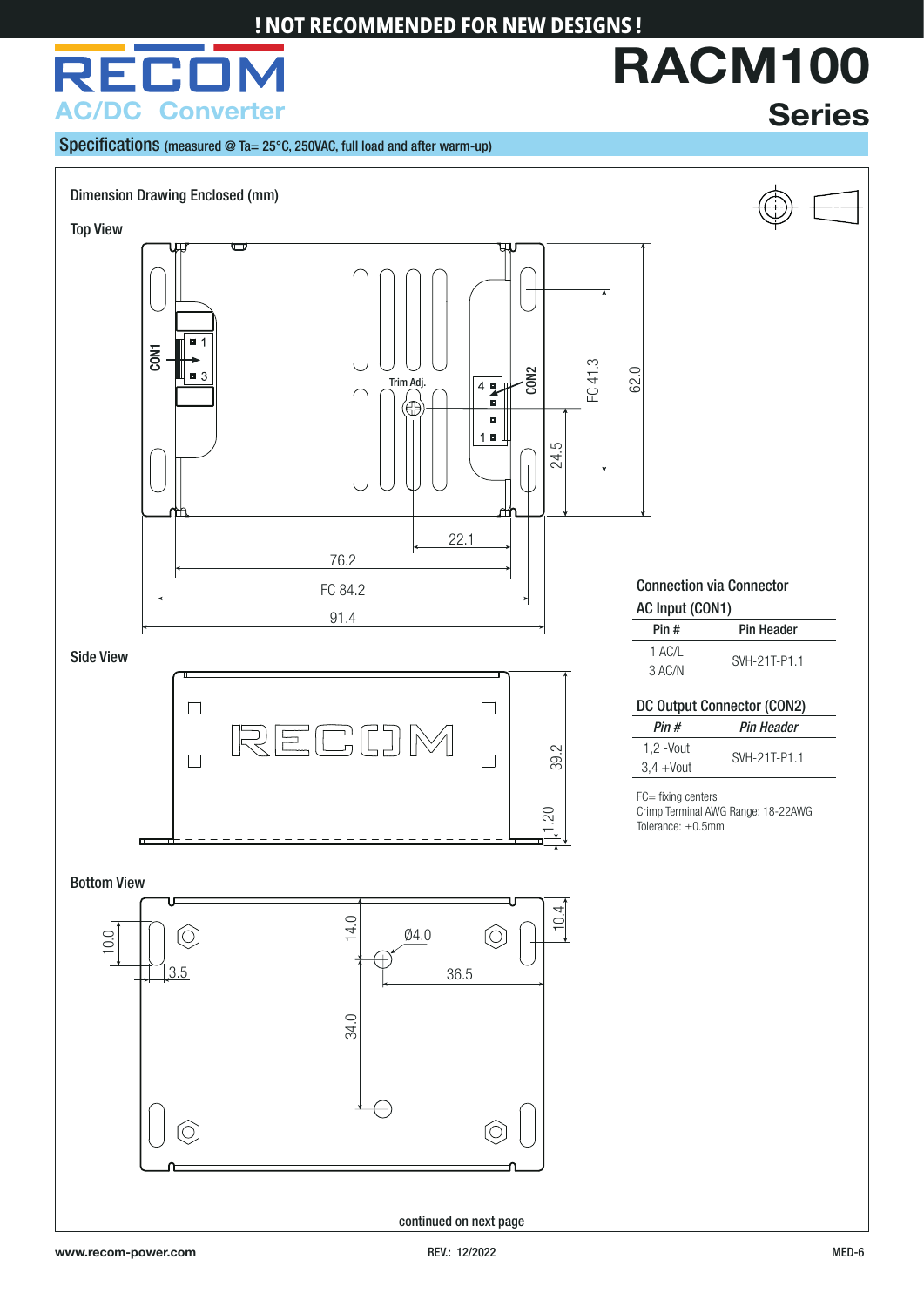! NOT RECOMMENDED FOR NEW DESIGNS !

# RACM100 Series

AC/DC Converter

## Specifications (measured @ Ta= 25°C, 250VAC, full load and after warm-up)

### Dimension Drawing Enclosed (mm)

Top View

Side View

Bottom View

### Connection via Connector

AC Input (CON1)

| Pin # | Pin Header |
|---|---|
| 1 AC/L<br>3 AC/N | SVH-21T-P1.1 |

DC Output Connector (CON2)

| *Pin #* | *Pin Header* |
|---|---|
| 1,2 -Vout<br>3,4 +Vout | SVH-21T-P1.1 |

FC= fixing centers
Crimp Terminal AWG Range: 18-22AWG
Tolerance: ±0.5mm

continued on next page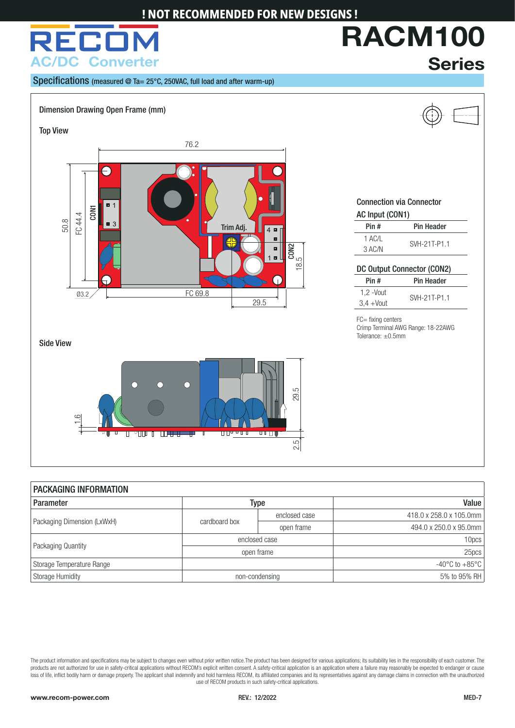! NOT RECOMMENDED FOR NEW DESIGNS !

# RACM100 Series

RECOM AC/DC Converter

## Specifications (measured @ Ta= 25°C, 250VAC, full load and after warm-up)

### Dimension Drawing Open Frame (mm)

Top View

76.2
50.8
FC 44.4
CON1
1
3
Trim Adj.
4
1
CON2
18.5
Ø3.2
FC 69.8
29.5

Side View

1.6
29.5
2.5

**Connection via Connector**

AC Input (CON1)

| Pin # | Pin Header |
|---|---|
| 1 AC/L<br>3 AC/N | SVH-21T-P1.1 |

DC Output Connector (CON2)

| Pin # | Pin Header |
|---|---|
| 1,2 -Vout<br>3,4 +Vout | SVH-21T-P1.1 |

FC= fixing centers
Crimp Terminal AWG Range: 18-22AWG
Tolerance: ±0.5mm

| PACKAGING INFORMATION | | | |
|---|---|---|---|
| **Parameter** | **Type** | | **Value** |
| Packaging Dimension (LxWxH) | cardboard box | enclosed case | 418.0 x 258.0 x 105.0mm |
| | | open frame | 494.0 x 250.0 x 95.0mm |
| Packaging Quantity | enclosed case | | 10pcs |
| | open frame | | 25pcs |
| Storage Temperature Range | | | -40°C to +85°C |
| Storage Humidity | non-condensing | | 5% to 95% RH |

The product information and specifications may be subject to changes even without prior written notice. The product has been designed for various applications; its suitability lies in the responsibility of each customer. The products are not authorized for use in safety-critical applications without RECOM's explicit written consent. A safety-critical application is an application where a failure may reasonably be expected to endanger or cause loss of life, inflict bodily harm or damage property. The applicant shall indemnify and hold harmless RECOM, its affiliated companies and its representatives against any damage claims in connection with the unauthorized use of RECOM products in such safety-critical applications.

www.recom-power.com REV.: 12/2022 MED-7